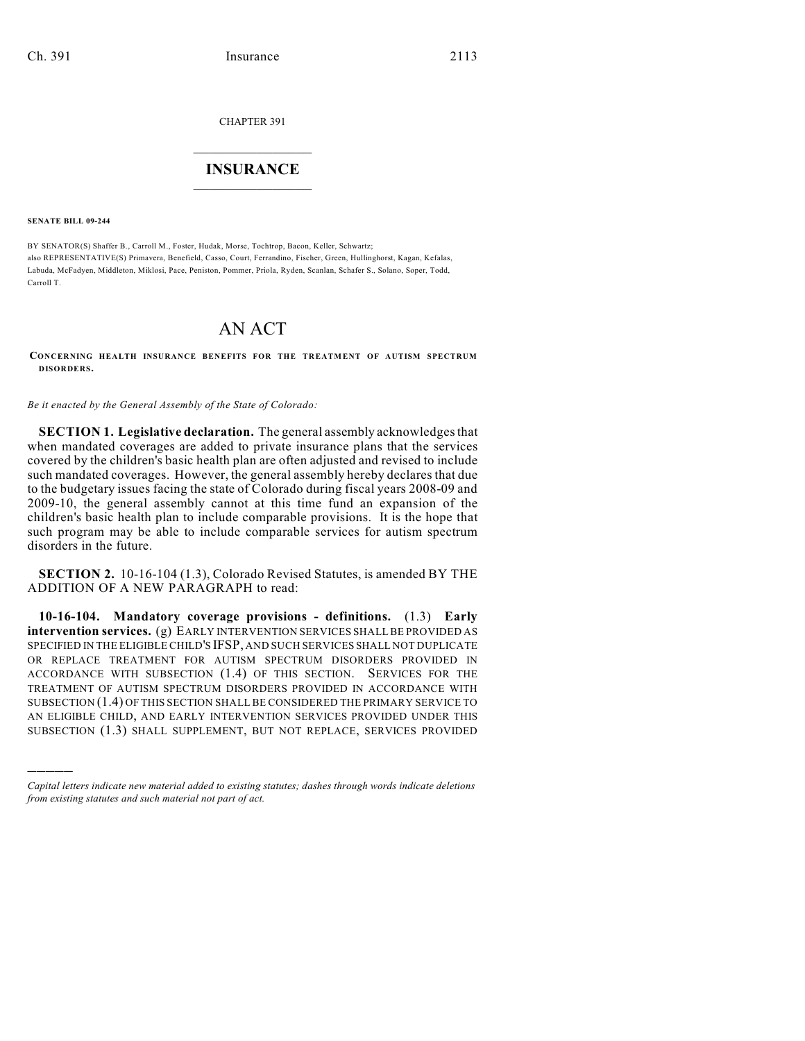CHAPTER 391

# INSURANCE

**SENATE BILL 09-244**

BY SENATOR(S) Shaffer B., Carroll M., Foster, Hudak, Morse, Tochtrop, Bacon, Keller, Schwartz;
also REPRESENTATIVE(S) Primavera, Benefield, Casso, Court, Ferrandino, Fischer, Green, Hullinghorst, Kagan, Kefalas, Labuda, McFadyen, Middleton, Miklosi, Pace, Peniston, Pommer, Priola, Ryden, Scanlan, Schafer S., Solano, Soper, Todd, Carroll T.

# AN ACT

**CONCERNING HEALTH INSURANCE BENEFITS FOR THE TREATMENT OF AUTISM SPECTRUM DISORDERS.**

*Be it enacted by the General Assembly of the State of Colorado:*

**SECTION 1. Legislative declaration.** The general assembly acknowledges that when mandated coverages are added to private insurance plans that the services covered by the children's basic health plan are often adjusted and revised to include such mandated coverages. However, the general assembly hereby declares that due to the budgetary issues facing the state of Colorado during fiscal years 2008-09 and 2009-10, the general assembly cannot at this time fund an expansion of the children's basic health plan to include comparable provisions. It is the hope that such program may be able to include comparable services for autism spectrum disorders in the future.

**SECTION 2.** 10-16-104 (1.3), Colorado Revised Statutes, is amended BY THE ADDITION OF A NEW PARAGRAPH to read:

**10-16-104. Mandatory coverage provisions - definitions.** (1.3) **Early intervention services.** (g) EARLY INTERVENTION SERVICES SHALL BE PROVIDED AS SPECIFIED IN THE ELIGIBLE CHILD'S IFSP, AND SUCH SERVICES SHALL NOT DUPLICATE OR REPLACE TREATMENT FOR AUTISM SPECTRUM DISORDERS PROVIDED IN ACCORDANCE WITH SUBSECTION (1.4) OF THIS SECTION. SERVICES FOR THE TREATMENT OF AUTISM SPECTRUM DISORDERS PROVIDED IN ACCORDANCE WITH SUBSECTION (1.4) OF THIS SECTION SHALL BE CONSIDERED THE PRIMARY SERVICE TO AN ELIGIBLE CHILD, AND EARLY INTERVENTION SERVICES PROVIDED UNDER THIS SUBSECTION (1.3) SHALL SUPPLEMENT, BUT NOT REPLACE, SERVICES PROVIDED

---

*Capital letters indicate new material added to existing statutes; dashes through words indicate deletions from existing statutes and such material not part of act.*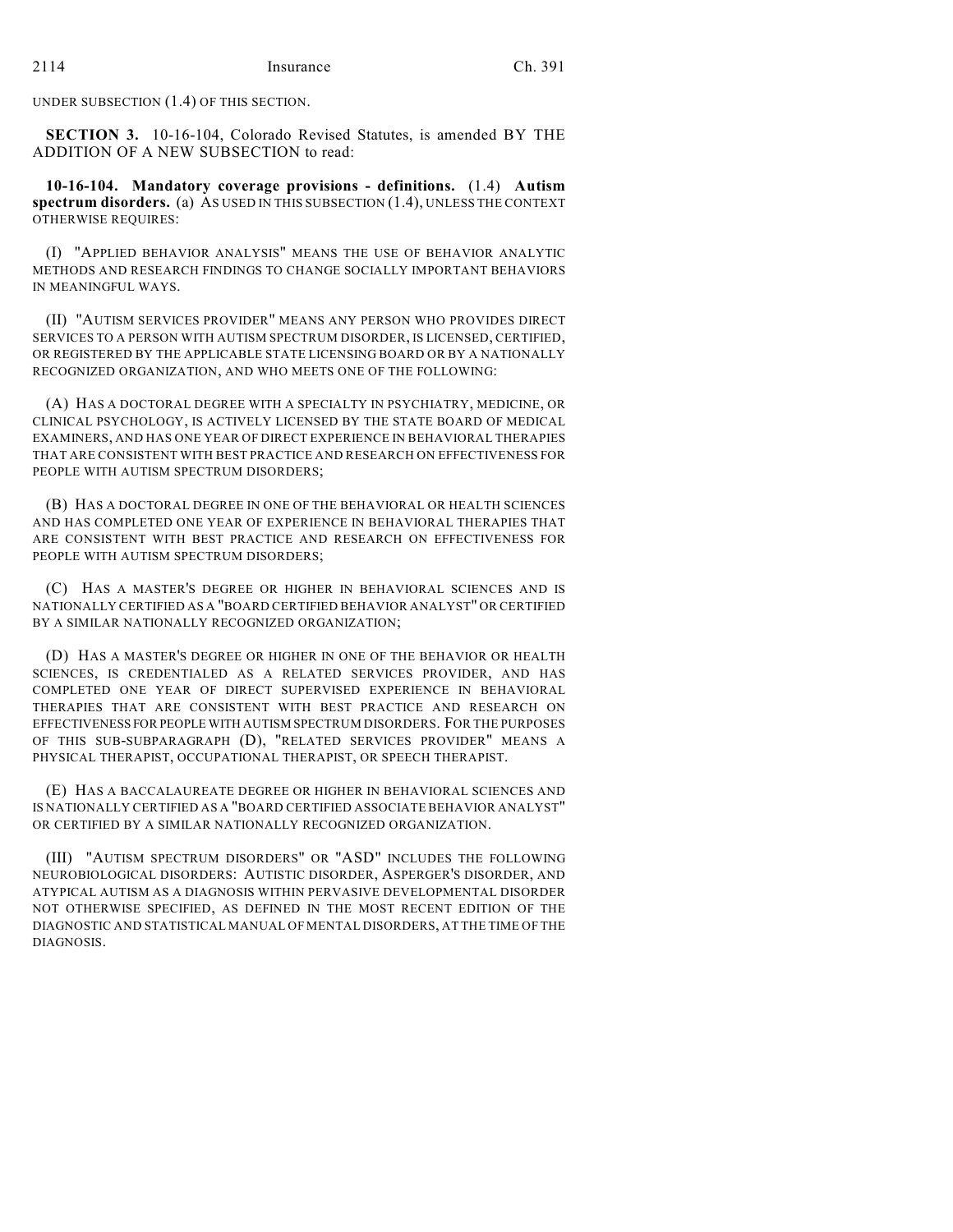UNDER SUBSECTION (1.4) OF THIS SECTION.

**SECTION 3.** 10-16-104, Colorado Revised Statutes, is amended BY THE ADDITION OF A NEW SUBSECTION to read:

**10-16-104. Mandatory coverage provisions - definitions.** (1.4) **Autism spectrum disorders.** (a) AS USED IN THIS SUBSECTION (1.4), UNLESS THE CONTEXT OTHERWISE REQUIRES:

(I) "APPLIED BEHAVIOR ANALYSIS" MEANS THE USE OF BEHAVIOR ANALYTIC METHODS AND RESEARCH FINDINGS TO CHANGE SOCIALLY IMPORTANT BEHAVIORS IN MEANINGFUL WAYS.

(II) "AUTISM SERVICES PROVIDER" MEANS ANY PERSON WHO PROVIDES DIRECT SERVICES TO A PERSON WITH AUTISM SPECTRUM DISORDER, IS LICENSED, CERTIFIED, OR REGISTERED BY THE APPLICABLE STATE LICENSING BOARD OR BY A NATIONALLY RECOGNIZED ORGANIZATION, AND WHO MEETS ONE OF THE FOLLOWING:

(A) HAS A DOCTORAL DEGREE WITH A SPECIALTY IN PSYCHIATRY, MEDICINE, OR CLINICAL PSYCHOLOGY, IS ACTIVELY LICENSED BY THE STATE BOARD OF MEDICAL EXAMINERS, AND HAS ONE YEAR OF DIRECT EXPERIENCE IN BEHAVIORAL THERAPIES THAT ARE CONSISTENT WITH BEST PRACTICE AND RESEARCH ON EFFECTIVENESS FOR PEOPLE WITH AUTISM SPECTRUM DISORDERS;

(B) HAS A DOCTORAL DEGREE IN ONE OF THE BEHAVIORAL OR HEALTH SCIENCES AND HAS COMPLETED ONE YEAR OF EXPERIENCE IN BEHAVIORAL THERAPIES THAT ARE CONSISTENT WITH BEST PRACTICE AND RESEARCH ON EFFECTIVENESS FOR PEOPLE WITH AUTISM SPECTRUM DISORDERS;

(C) HAS A MASTER'S DEGREE OR HIGHER IN BEHAVIORAL SCIENCES AND IS NATIONALLY CERTIFIED AS A "BOARD CERTIFIED BEHAVIOR ANALYST" OR CERTIFIED BY A SIMILAR NATIONALLY RECOGNIZED ORGANIZATION;

(D) HAS A MASTER'S DEGREE OR HIGHER IN ONE OF THE BEHAVIOR OR HEALTH SCIENCES, IS CREDENTIALED AS A RELATED SERVICES PROVIDER, AND HAS COMPLETED ONE YEAR OF DIRECT SUPERVISED EXPERIENCE IN BEHAVIORAL THERAPIES THAT ARE CONSISTENT WITH BEST PRACTICE AND RESEARCH ON EFFECTIVENESS FOR PEOPLE WITH AUTISM SPECTRUM DISORDERS. FOR THE PURPOSES OF THIS SUB-SUBPARAGRAPH (D), "RELATED SERVICES PROVIDER" MEANS A PHYSICAL THERAPIST, OCCUPATIONAL THERAPIST, OR SPEECH THERAPIST.

(E) HAS A BACCALAUREATE DEGREE OR HIGHER IN BEHAVIORAL SCIENCES AND IS NATIONALLY CERTIFIED AS A "BOARD CERTIFIED ASSOCIATE BEHAVIOR ANALYST" OR CERTIFIED BY A SIMILAR NATIONALLY RECOGNIZED ORGANIZATION.

(III) "AUTISM SPECTRUM DISORDERS" OR "ASD" INCLUDES THE FOLLOWING NEUROBIOLOGICAL DISORDERS: AUTISTIC DISORDER, ASPERGER'S DISORDER, AND ATYPICAL AUTISM AS A DIAGNOSIS WITHIN PERVASIVE DEVELOPMENTAL DISORDER NOT OTHERWISE SPECIFIED, AS DEFINED IN THE MOST RECENT EDITION OF THE DIAGNOSTIC AND STATISTICAL MANUAL OF MENTAL DISORDERS, AT THE TIME OF THE DIAGNOSIS.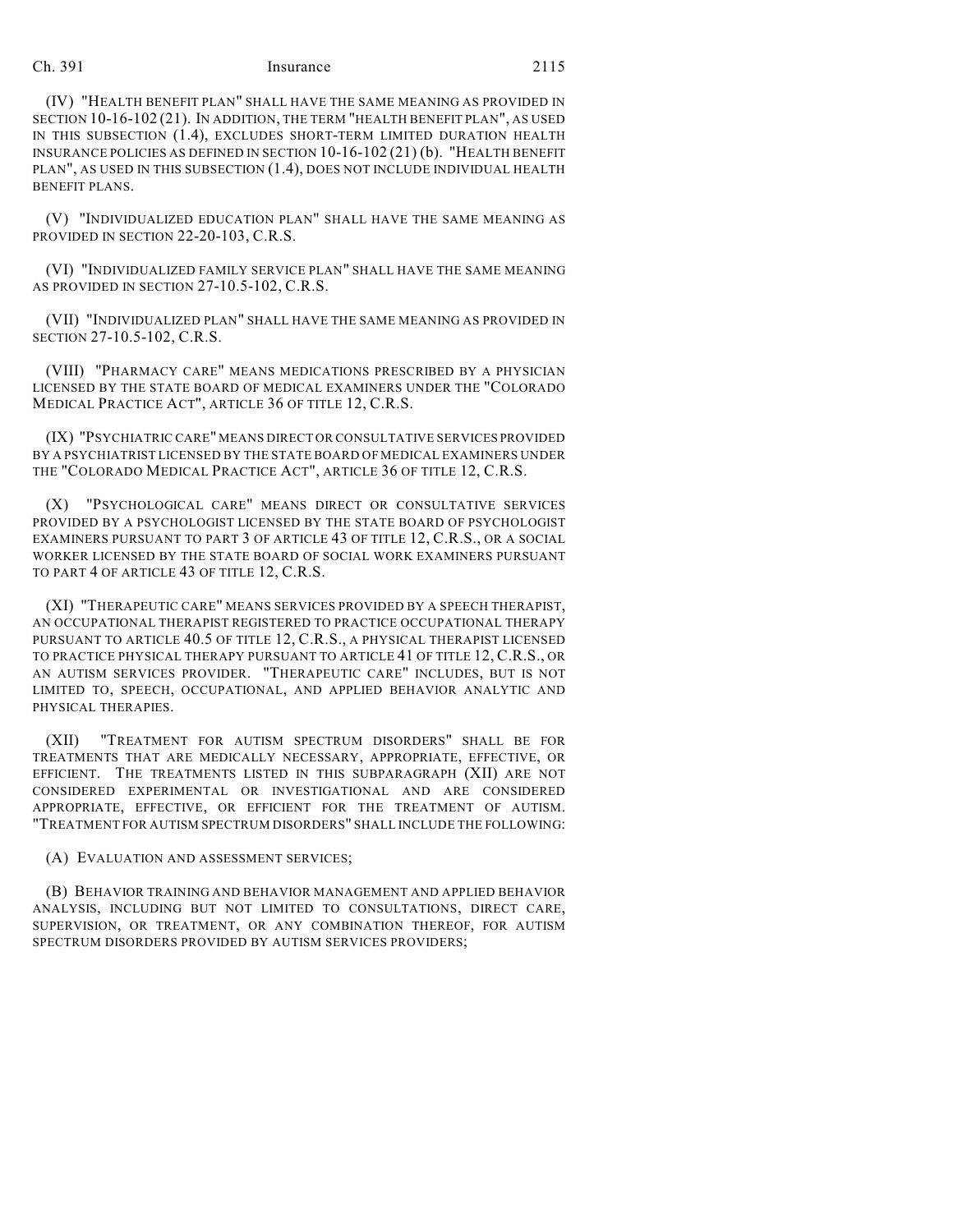(IV) "HEALTH BENEFIT PLAN" SHALL HAVE THE SAME MEANING AS PROVIDED IN SECTION 10-16-102 (21). IN ADDITION, THE TERM "HEALTH BENEFIT PLAN", AS USED IN THIS SUBSECTION (1.4), EXCLUDES SHORT-TERM LIMITED DURATION HEALTH INSURANCE POLICIES AS DEFINED IN SECTION 10-16-102 (21) (b). "HEALTH BENEFIT PLAN", AS USED IN THIS SUBSECTION (1.4), DOES NOT INCLUDE INDIVIDUAL HEALTH BENEFIT PLANS.

(V) "INDIVIDUALIZED EDUCATION PLAN" SHALL HAVE THE SAME MEANING AS PROVIDED IN SECTION 22-20-103, C.R.S.

(VI) "INDIVIDUALIZED FAMILY SERVICE PLAN" SHALL HAVE THE SAME MEANING AS PROVIDED IN SECTION 27-10.5-102, C.R.S.

(VII) "INDIVIDUALIZED PLAN" SHALL HAVE THE SAME MEANING AS PROVIDED IN SECTION 27-10.5-102, C.R.S.

(VIII) "PHARMACY CARE" MEANS MEDICATIONS PRESCRIBED BY A PHYSICIAN LICENSED BY THE STATE BOARD OF MEDICAL EXAMINERS UNDER THE "COLORADO MEDICAL PRACTICE ACT", ARTICLE 36 OF TITLE 12, C.R.S.

(IX) "PSYCHIATRIC CARE" MEANS DIRECT OR CONSULTATIVE SERVICES PROVIDED BY A PSYCHIATRIST LICENSED BY THE STATE BOARD OF MEDICAL EXAMINERS UNDER THE "COLORADO MEDICAL PRACTICE ACT", ARTICLE 36 OF TITLE 12, C.R.S.

(X) "PSYCHOLOGICAL CARE" MEANS DIRECT OR CONSULTATIVE SERVICES PROVIDED BY A PSYCHOLOGIST LICENSED BY THE STATE BOARD OF PSYCHOLOGIST EXAMINERS PURSUANT TO PART 3 OF ARTICLE 43 OF TITLE 12, C.R.S., OR A SOCIAL WORKER LICENSED BY THE STATE BOARD OF SOCIAL WORK EXAMINERS PURSUANT TO PART 4 OF ARTICLE 43 OF TITLE 12, C.R.S.

(XI) "THERAPEUTIC CARE" MEANS SERVICES PROVIDED BY A SPEECH THERAPIST, AN OCCUPATIONAL THERAPIST REGISTERED TO PRACTICE OCCUPATIONAL THERAPY PURSUANT TO ARTICLE 40.5 OF TITLE 12, C.R.S., A PHYSICAL THERAPIST LICENSED TO PRACTICE PHYSICAL THERAPY PURSUANT TO ARTICLE 41 OF TITLE 12, C.R.S., OR AN AUTISM SERVICES PROVIDER. "THERAPEUTIC CARE" INCLUDES, BUT IS NOT LIMITED TO, SPEECH, OCCUPATIONAL, AND APPLIED BEHAVIOR ANALYTIC AND PHYSICAL THERAPIES.

(XII) "TREATMENT FOR AUTISM SPECTRUM DISORDERS" SHALL BE FOR TREATMENTS THAT ARE MEDICALLY NECESSARY, APPROPRIATE, EFFECTIVE, OR EFFICIENT. THE TREATMENTS LISTED IN THIS SUBPARAGRAPH (XII) ARE NOT CONSIDERED EXPERIMENTAL OR INVESTIGATIONAL AND ARE CONSIDERED APPROPRIATE, EFFECTIVE, OR EFFICIENT FOR THE TREATMENT OF AUTISM. "TREATMENT FOR AUTISM SPECTRUM DISORDERS" SHALL INCLUDE THE FOLLOWING:

(A) EVALUATION AND ASSESSMENT SERVICES;

(B) BEHAVIOR TRAINING AND BEHAVIOR MANAGEMENT AND APPLIED BEHAVIOR ANALYSIS, INCLUDING BUT NOT LIMITED TO CONSULTATIONS, DIRECT CARE, SUPERVISION, OR TREATMENT, OR ANY COMBINATION THEREOF, FOR AUTISM SPECTRUM DISORDERS PROVIDED BY AUTISM SERVICES PROVIDERS;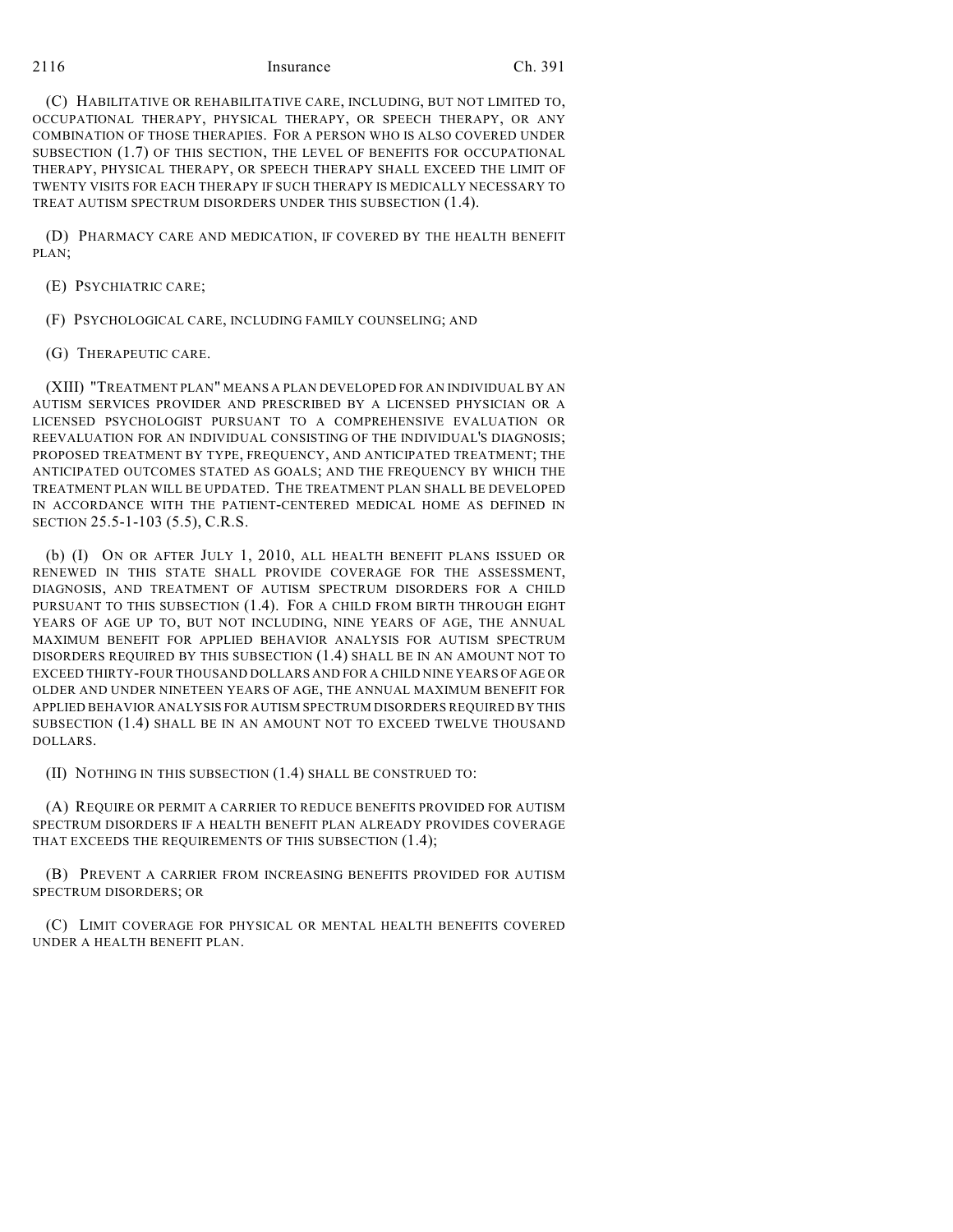(C) HABILITATIVE OR REHABILITATIVE CARE, INCLUDING, BUT NOT LIMITED TO, OCCUPATIONAL THERAPY, PHYSICAL THERAPY, OR SPEECH THERAPY, OR ANY COMBINATION OF THOSE THERAPIES. FOR A PERSON WHO IS ALSO COVERED UNDER SUBSECTION (1.7) OF THIS SECTION, THE LEVEL OF BENEFITS FOR OCCUPATIONAL THERAPY, PHYSICAL THERAPY, OR SPEECH THERAPY SHALL EXCEED THE LIMIT OF TWENTY VISITS FOR EACH THERAPY IF SUCH THERAPY IS MEDICALLY NECESSARY TO TREAT AUTISM SPECTRUM DISORDERS UNDER THIS SUBSECTION (1.4).

(D) PHARMACY CARE AND MEDICATION, IF COVERED BY THE HEALTH BENEFIT PLAN;

(E) PSYCHIATRIC CARE;

(F) PSYCHOLOGICAL CARE, INCLUDING FAMILY COUNSELING; AND

(G) THERAPEUTIC CARE.

(XIII) "TREATMENT PLAN" MEANS A PLAN DEVELOPED FOR AN INDIVIDUAL BY AN AUTISM SERVICES PROVIDER AND PRESCRIBED BY A LICENSED PHYSICIAN OR A LICENSED PSYCHOLOGIST PURSUANT TO A COMPREHENSIVE EVALUATION OR REEVALUATION FOR AN INDIVIDUAL CONSISTING OF THE INDIVIDUAL'S DIAGNOSIS; PROPOSED TREATMENT BY TYPE, FREQUENCY, AND ANTICIPATED TREATMENT; THE ANTICIPATED OUTCOMES STATED AS GOALS; AND THE FREQUENCY BY WHICH THE TREATMENT PLAN WILL BE UPDATED. THE TREATMENT PLAN SHALL BE DEVELOPED IN ACCORDANCE WITH THE PATIENT-CENTERED MEDICAL HOME AS DEFINED IN SECTION 25.5-1-103 (5.5), C.R.S.

(b) (I) ON OR AFTER JULY 1, 2010, ALL HEALTH BENEFIT PLANS ISSUED OR RENEWED IN THIS STATE SHALL PROVIDE COVERAGE FOR THE ASSESSMENT, DIAGNOSIS, AND TREATMENT OF AUTISM SPECTRUM DISORDERS FOR A CHILD PURSUANT TO THIS SUBSECTION (1.4). FOR A CHILD FROM BIRTH THROUGH EIGHT YEARS OF AGE UP TO, BUT NOT INCLUDING, NINE YEARS OF AGE, THE ANNUAL MAXIMUM BENEFIT FOR APPLIED BEHAVIOR ANALYSIS FOR AUTISM SPECTRUM DISORDERS REQUIRED BY THIS SUBSECTION (1.4) SHALL BE IN AN AMOUNT NOT TO EXCEED THIRTY-FOUR THOUSAND DOLLARS AND FOR A CHILD NINE YEARS OF AGE OR OLDER AND UNDER NINETEEN YEARS OF AGE, THE ANNUAL MAXIMUM BENEFIT FOR APPLIED BEHAVIOR ANALYSIS FOR AUTISM SPECTRUM DISORDERS REQUIRED BY THIS SUBSECTION (1.4) SHALL BE IN AN AMOUNT NOT TO EXCEED TWELVE THOUSAND DOLLARS.

(II) NOTHING IN THIS SUBSECTION (1.4) SHALL BE CONSTRUED TO:

(A) REQUIRE OR PERMIT A CARRIER TO REDUCE BENEFITS PROVIDED FOR AUTISM SPECTRUM DISORDERS IF A HEALTH BENEFIT PLAN ALREADY PROVIDES COVERAGE THAT EXCEEDS THE REQUIREMENTS OF THIS SUBSECTION (1.4);

(B) PREVENT A CARRIER FROM INCREASING BENEFITS PROVIDED FOR AUTISM SPECTRUM DISORDERS; OR

(C) LIMIT COVERAGE FOR PHYSICAL OR MENTAL HEALTH BENEFITS COVERED UNDER A HEALTH BENEFIT PLAN.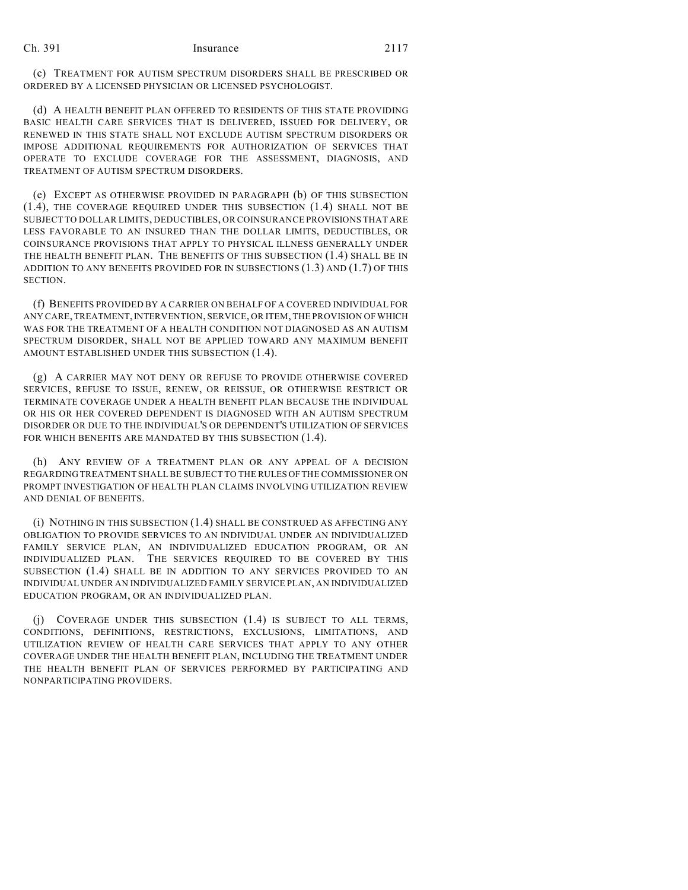(c) TREATMENT FOR AUTISM SPECTRUM DISORDERS SHALL BE PRESCRIBED OR ORDERED BY A LICENSED PHYSICIAN OR LICENSED PSYCHOLOGIST.

(d) A HEALTH BENEFIT PLAN OFFERED TO RESIDENTS OF THIS STATE PROVIDING BASIC HEALTH CARE SERVICES THAT IS DELIVERED, ISSUED FOR DELIVERY, OR RENEWED IN THIS STATE SHALL NOT EXCLUDE AUTISM SPECTRUM DISORDERS OR IMPOSE ADDITIONAL REQUIREMENTS FOR AUTHORIZATION OF SERVICES THAT OPERATE TO EXCLUDE COVERAGE FOR THE ASSESSMENT, DIAGNOSIS, AND TREATMENT OF AUTISM SPECTRUM DISORDERS.

(e) EXCEPT AS OTHERWISE PROVIDED IN PARAGRAPH (b) OF THIS SUBSECTION (1.4), THE COVERAGE REQUIRED UNDER THIS SUBSECTION (1.4) SHALL NOT BE SUBJECT TO DOLLAR LIMITS, DEDUCTIBLES, OR COINSURANCE PROVISIONS THAT ARE LESS FAVORABLE TO AN INSURED THAN THE DOLLAR LIMITS, DEDUCTIBLES, OR COINSURANCE PROVISIONS THAT APPLY TO PHYSICAL ILLNESS GENERALLY UNDER THE HEALTH BENEFIT PLAN. THE BENEFITS OF THIS SUBSECTION (1.4) SHALL BE IN ADDITION TO ANY BENEFITS PROVIDED FOR IN SUBSECTIONS (1.3) AND (1.7) OF THIS SECTION.

(f) BENEFITS PROVIDED BY A CARRIER ON BEHALF OF A COVERED INDIVIDUAL FOR ANY CARE, TREATMENT, INTERVENTION, SERVICE, OR ITEM, THE PROVISION OF WHICH WAS FOR THE TREATMENT OF A HEALTH CONDITION NOT DIAGNOSED AS AN AUTISM SPECTRUM DISORDER, SHALL NOT BE APPLIED TOWARD ANY MAXIMUM BENEFIT AMOUNT ESTABLISHED UNDER THIS SUBSECTION (1.4).

(g) A CARRIER MAY NOT DENY OR REFUSE TO PROVIDE OTHERWISE COVERED SERVICES, REFUSE TO ISSUE, RENEW, OR REISSUE, OR OTHERWISE RESTRICT OR TERMINATE COVERAGE UNDER A HEALTH BENEFIT PLAN BECAUSE THE INDIVIDUAL OR HIS OR HER COVERED DEPENDENT IS DIAGNOSED WITH AN AUTISM SPECTRUM DISORDER OR DUE TO THE INDIVIDUAL'S OR DEPENDENT'S UTILIZATION OF SERVICES FOR WHICH BENEFITS ARE MANDATED BY THIS SUBSECTION (1.4).

(h) ANY REVIEW OF A TREATMENT PLAN OR ANY APPEAL OF A DECISION REGARDING TREATMENT SHALL BE SUBJECT TO THE RULES OF THE COMMISSIONER ON PROMPT INVESTIGATION OF HEALTH PLAN CLAIMS INVOLVING UTILIZATION REVIEW AND DENIAL OF BENEFITS.

(i) NOTHING IN THIS SUBSECTION (1.4) SHALL BE CONSTRUED AS AFFECTING ANY OBLIGATION TO PROVIDE SERVICES TO AN INDIVIDUAL UNDER AN INDIVIDUALIZED FAMILY SERVICE PLAN, AN INDIVIDUALIZED EDUCATION PROGRAM, OR AN INDIVIDUALIZED PLAN. THE SERVICES REQUIRED TO BE COVERED BY THIS SUBSECTION (1.4) SHALL BE IN ADDITION TO ANY SERVICES PROVIDED TO AN INDIVIDUAL UNDER AN INDIVIDUALIZED FAMILY SERVICE PLAN, AN INDIVIDUALIZED EDUCATION PROGRAM, OR AN INDIVIDUALIZED PLAN.

(j) COVERAGE UNDER THIS SUBSECTION (1.4) IS SUBJECT TO ALL TERMS, CONDITIONS, DEFINITIONS, RESTRICTIONS, EXCLUSIONS, LIMITATIONS, AND UTILIZATION REVIEW OF HEALTH CARE SERVICES THAT APPLY TO ANY OTHER COVERAGE UNDER THE HEALTH BENEFIT PLAN, INCLUDING THE TREATMENT UNDER THE HEALTH BENEFIT PLAN OF SERVICES PERFORMED BY PARTICIPATING AND NONPARTICIPATING PROVIDERS.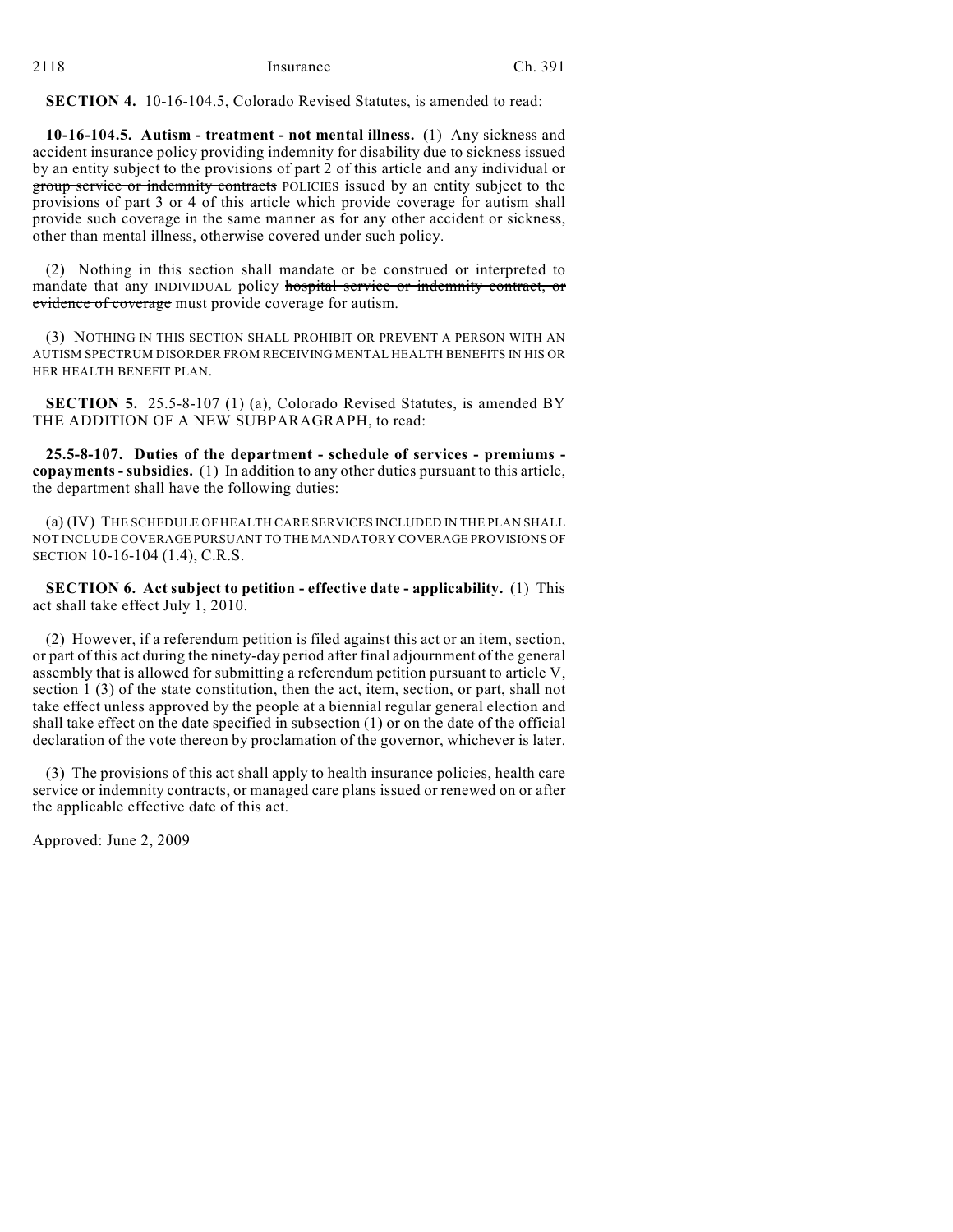**SECTION 4.** 10-16-104.5, Colorado Revised Statutes, is amended to read:

**10-16-104.5. Autism - treatment - not mental illness.** (1) Any sickness and accident insurance policy providing indemnity for disability due to sickness issued by an entity subject to the provisions of part 2 of this article and any individual ~~or group service or indemnity contracts~~ POLICIES issued by an entity subject to the provisions of part 3 or 4 of this article which provide coverage for autism shall provide such coverage in the same manner as for any other accident or sickness, other than mental illness, otherwise covered under such policy.

(2) Nothing in this section shall mandate or be construed or interpreted to mandate that any INDIVIDUAL policy ~~hospital service or indemnity contract, or evidence of coverage~~ must provide coverage for autism.

(3) NOTHING IN THIS SECTION SHALL PROHIBIT OR PREVENT A PERSON WITH AN AUTISM SPECTRUM DISORDER FROM RECEIVING MENTAL HEALTH BENEFITS IN HIS OR HER HEALTH BENEFIT PLAN.

**SECTION 5.** 25.5-8-107 (1) (a), Colorado Revised Statutes, is amended BY THE ADDITION OF A NEW SUBPARAGRAPH, to read:

**25.5-8-107. Duties of the department - schedule of services - premiums - copayments - subsidies.** (1) In addition to any other duties pursuant to this article, the department shall have the following duties:

(a) (IV) THE SCHEDULE OF HEALTH CARE SERVICES INCLUDED IN THE PLAN SHALL NOT INCLUDE COVERAGE PURSUANT TO THE MANDATORY COVERAGE PROVISIONS OF SECTION 10-16-104 (1.4), C.R.S.

**SECTION 6. Act subject to petition - effective date - applicability.** (1) This act shall take effect July 1, 2010.

(2) However, if a referendum petition is filed against this act or an item, section, or part of this act during the ninety-day period after final adjournment of the general assembly that is allowed for submitting a referendum petition pursuant to article V, section 1 (3) of the state constitution, then the act, item, section, or part, shall not take effect unless approved by the people at a biennial regular general election and shall take effect on the date specified in subsection (1) or on the date of the official declaration of the vote thereon by proclamation of the governor, whichever is later.

(3) The provisions of this act shall apply to health insurance policies, health care service or indemnity contracts, or managed care plans issued or renewed on or after the applicable effective date of this act.

Approved: June 2, 2009